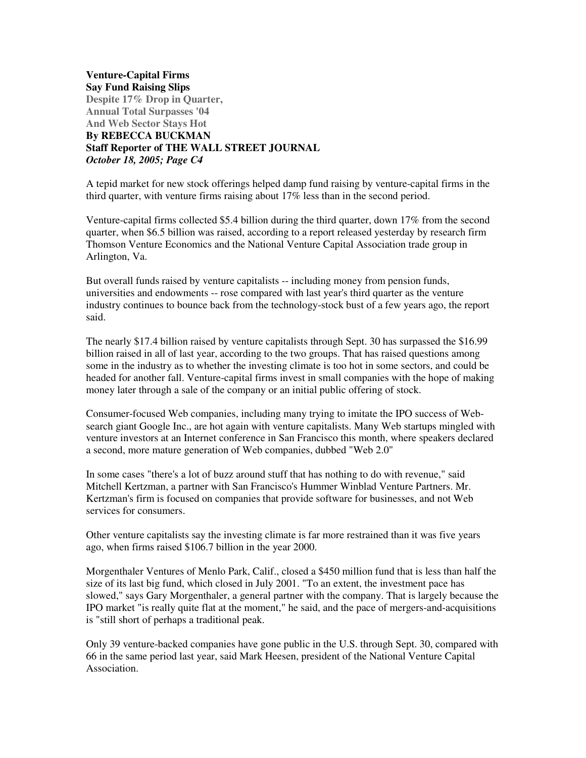# Venture-Capital Firms Say Fund Raising Slips

## Despite 17% Drop in Quarter, Annual Total Surpasses '04 And Web Sector Stays Hot

**By REBECCA BUCKMAN**
**Staff Reporter of THE WALL STREET JOURNAL**
***October 18, 2005; Page C4***

A tepid market for new stock offerings helped damp fund raising by venture-capital firms in the third quarter, with venture firms raising about 17% less than in the second period.

Venture-capital firms collected \$5.4 billion during the third quarter, down 17% from the second quarter, when \$6.5 billion was raised, according to a report released yesterday by research firm Thomson Venture Economics and the National Venture Capital Association trade group in Arlington, Va.

But overall funds raised by venture capitalists -- including money from pension funds, universities and endowments -- rose compared with last year's third quarter as the venture industry continues to bounce back from the technology-stock bust of a few years ago, the report said.

The nearly \$17.4 billion raised by venture capitalists through Sept. 30 has surpassed the \$16.99 billion raised in all of last year, according to the two groups. That has raised questions among some in the industry as to whether the investing climate is too hot in some sectors, and could be headed for another fall. Venture-capital firms invest in small companies with the hope of making money later through a sale of the company or an initial public offering of stock.

Consumer-focused Web companies, including many trying to imitate the IPO success of Web-search giant Google Inc., are hot again with venture capitalists. Many Web startups mingled with venture investors at an Internet conference in San Francisco this month, where speakers declared a second, more mature generation of Web companies, dubbed "Web 2.0"

In some cases "there's a lot of buzz around stuff that has nothing to do with revenue," said Mitchell Kertzman, a partner with San Francisco's Hummer Winblad Venture Partners. Mr. Kertzman's firm is focused on companies that provide software for businesses, and not Web services for consumers.

Other venture capitalists say the investing climate is far more restrained than it was five years ago, when firms raised \$106.7 billion in the year 2000.

Morgenthaler Ventures of Menlo Park, Calif., closed a \$450 million fund that is less than half the size of its last big fund, which closed in July 2001. "To an extent, the investment pace has slowed," says Gary Morgenthaler, a general partner with the company. That is largely because the IPO market "is really quite flat at the moment," he said, and the pace of mergers-and-acquisitions is "still short of perhaps a traditional peak.

Only 39 venture-backed companies have gone public in the U.S. through Sept. 30, compared with 66 in the same period last year, said Mark Heesen, president of the National Venture Capital Association.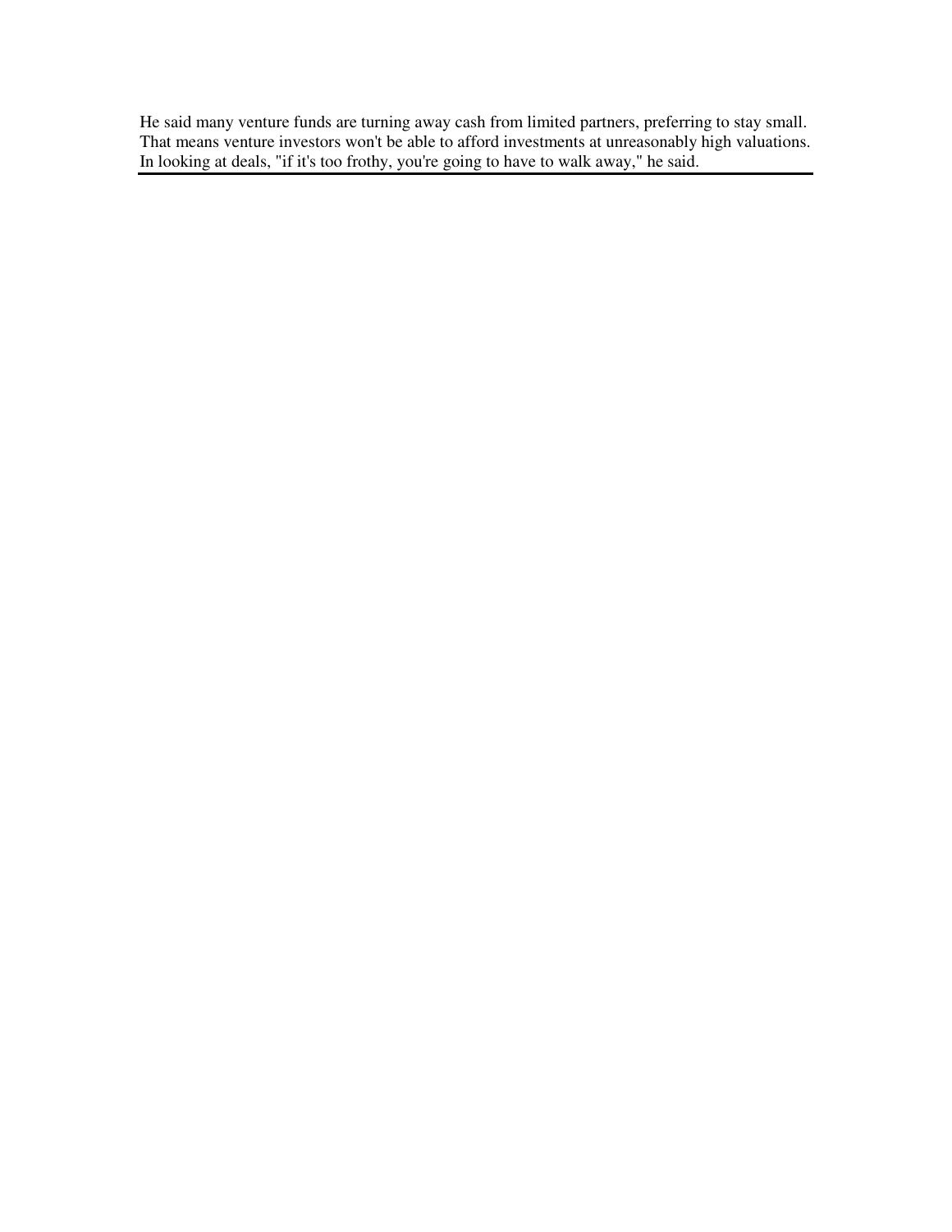He said many venture funds are turning away cash from limited partners, preferring to stay small. That means venture investors won't be able to afford investments at unreasonably high valuations. In looking at deals, "if it's too frothy, you're going to have to walk away," he said.